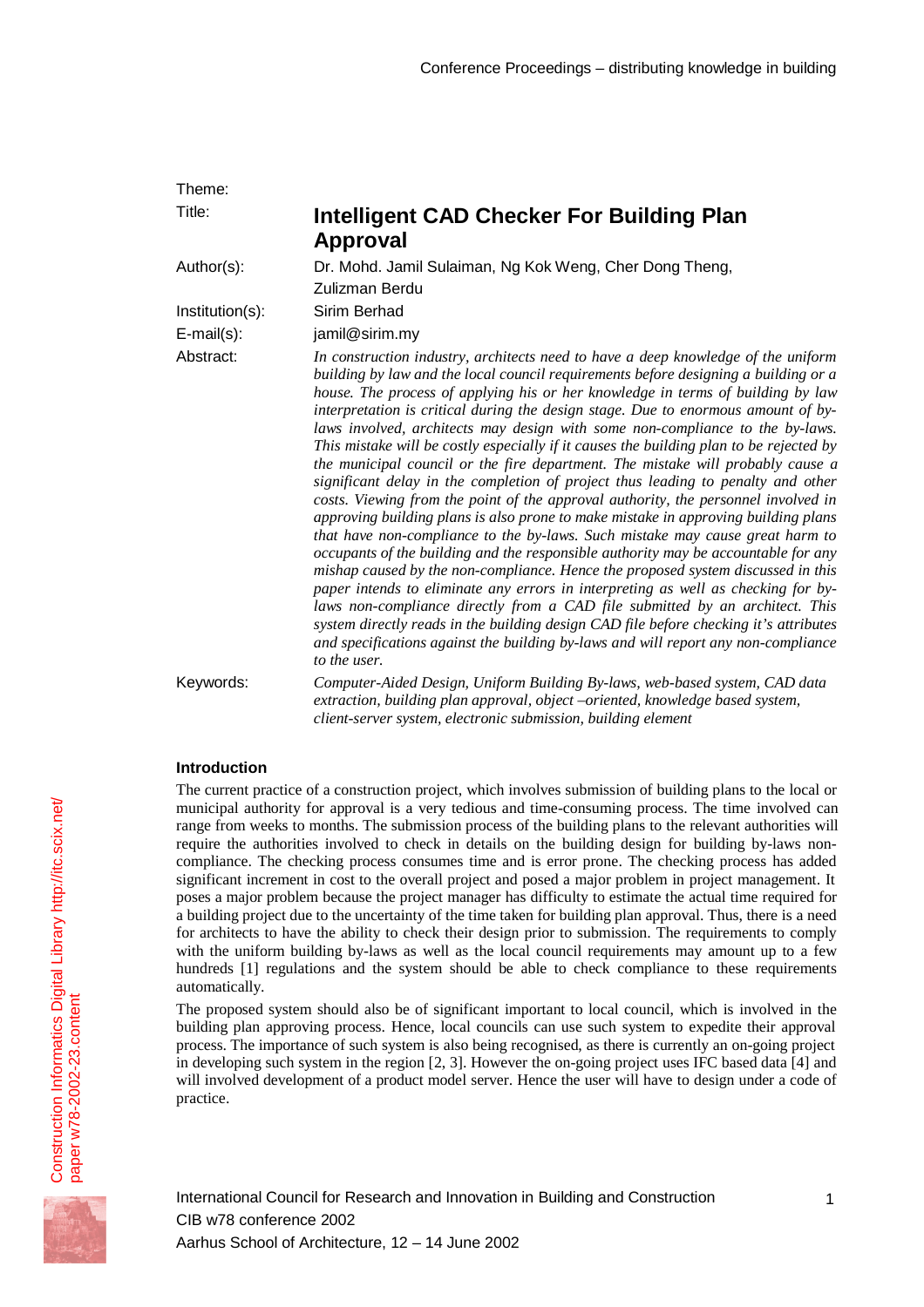Theme:

Title: **Intelligent CAD Checker For Building Plan Approval**

Author(s): Dr. Mohd. Jamil Sulaiman, Ng Kok Weng, Cher Dong Theng, Zulizman Berdu

Institution(s): Sirim Berhad

E-mail(s): jamil@sirim.my

Abstract: *In construction industry, architects need to have a deep knowledge of the uniform building by law and the local council requirements before designing a building or a house. The process of applying his or her knowledge in terms of building by law interpretation is critical during the design stage. Due to enormous amount of by-laws involved, architects may design with some non-compliance to the by-laws. This mistake will be costly especially if it causes the building plan to be rejected by the municipal council or the fire department. The mistake will probably cause a significant delay in the completion of project thus leading to penalty and other costs. Viewing from the point of the approval authority, the personnel involved in approving building plans is also prone to make mistake in approving building plans that have non-compliance to the by-laws. Such mistake may cause great harm to occupants of the building and the responsible authority may be accountable for any mishap caused by the non-compliance. Hence the proposed system discussed in this paper intends to eliminate any errors in interpreting as well as checking for by-laws non-compliance directly from a CAD file submitted by an architect. This system directly reads in the building design CAD file before checking it's attributes and specifications against the building by-laws and will report any non-compliance to the user.*

Keywords: *Computer-Aided Design, Uniform Building By-laws, web-based system, CAD data extraction, building plan approval, object –oriented, knowledge based system, client-server system, electronic submission, building element*

## Introduction

The current practice of a construction project, which involves submission of building plans to the local or municipal authority for approval is a very tedious and time-consuming process. The time involved can range from weeks to months. The submission process of the building plans to the relevant authorities will require the authorities involved to check in details on the building design for building by-laws non-compliance. The checking process consumes time and is error prone. The checking process has added significant increment in cost to the overall project and posed a major problem in project management. It poses a major problem because the project manager has difficulty to estimate the actual time required for a building project due to the uncertainty of the time taken for building plan approval. Thus, there is a need for architects to have the ability to check their design prior to submission. The requirements to comply with the uniform building by-laws as well as the local council requirements may amount up to a few hundreds [1] regulations and the system should be able to check compliance to these requirements automatically.

The proposed system should also be of significant important to local council, which is involved in the building plan approving process. Hence, local councils can use such system to expedite their approval process. The importance of such system is also being recognised, as there is currently an on-going project in developing such system in the region [2, 3]. However the on-going project uses IFC based data [4] and will involved development of a product model server. Hence the user will have to design under a code of practice.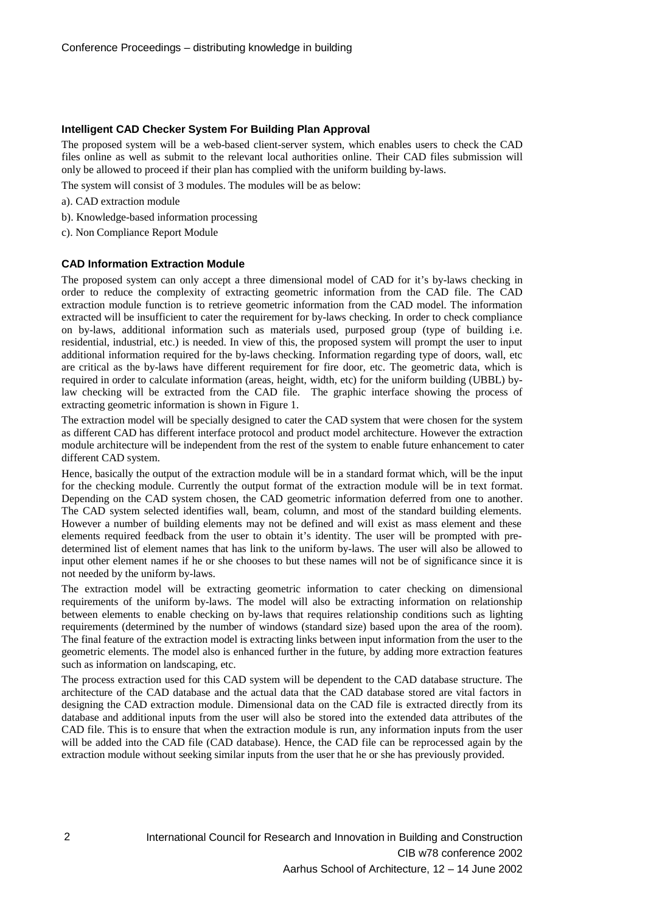### Intelligent CAD Checker System For Building Plan Approval

The proposed system will be a web-based client-server system, which enables users to check the CAD files online as well as submit to the relevant local authorities online. Their CAD files submission will only be allowed to proceed if their plan has complied with the uniform building by-laws.

The system will consist of 3 modules. The modules will be as below:

a). CAD extraction module

b). Knowledge-based information processing

c). Non Compliance Report Module

### CAD Information Extraction Module

The proposed system can only accept a three dimensional model of CAD for it's by-laws checking in order to reduce the complexity of extracting geometric information from the CAD file. The CAD extraction module function is to retrieve geometric information from the CAD model. The information extracted will be insufficient to cater the requirement for by-laws checking. In order to check compliance on by-laws, additional information such as materials used, purposed group (type of building i.e. residential, industrial, etc.) is needed. In view of this, the proposed system will prompt the user to input additional information required for the by-laws checking. Information regarding type of doors, wall, etc are critical as the by-laws have different requirement for fire door, etc. The geometric data, which is required in order to calculate information (areas, height, width, etc) for the uniform building (UBBL) by-law checking will be extracted from the CAD file. The graphic interface showing the process of extracting geometric information is shown in Figure 1.

The extraction model will be specially designed to cater the CAD system that were chosen for the system as different CAD has different interface protocol and product model architecture. However the extraction module architecture will be independent from the rest of the system to enable future enhancement to cater different CAD system.

Hence, basically the output of the extraction module will be in a standard format which, will be the input for the checking module. Currently the output format of the extraction module will be in text format. Depending on the CAD system chosen, the CAD geometric information deferred from one to another. The CAD system selected identifies wall, beam, column, and most of the standard building elements. However a number of building elements may not be defined and will exist as mass element and these elements required feedback from the user to obtain it's identity. The user will be prompted with pre-determined list of element names that has link to the uniform by-laws. The user will also be allowed to input other element names if he or she chooses to but these names will not be of significance since it is not needed by the uniform by-laws.

The extraction model will be extracting geometric information to cater checking on dimensional requirements of the uniform by-laws. The model will also be extracting information on relationship between elements to enable checking on by-laws that requires relationship conditions such as lighting requirements (determined by the number of windows (standard size) based upon the area of the room). The final feature of the extraction model is extracting links between input information from the user to the geometric elements. The model also is enhanced further in the future, by adding more extraction features such as information on landscaping, etc.

The process extraction used for this CAD system will be dependent to the CAD database structure. The architecture of the CAD database and the actual data that the CAD database stored are vital factors in designing the CAD extraction module. Dimensional data on the CAD file is extracted directly from its database and additional inputs from the user will also be stored into the extended data attributes of the CAD file. This is to ensure that when the extraction module is run, any information inputs from the user will be added into the CAD file (CAD database). Hence, the CAD file can be reprocessed again by the extraction module without seeking similar inputs from the user that he or she has previously provided.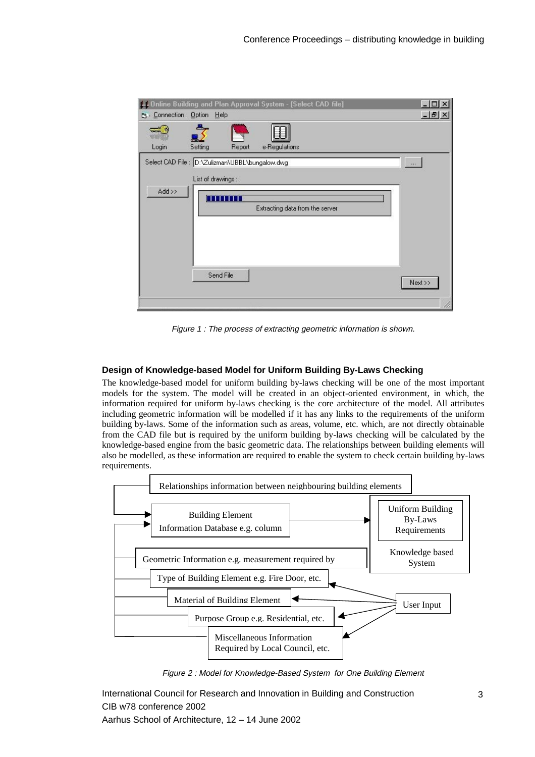Figure 1 : The process of extracting geometric information is shown.

### Design of Knowledge-based Model for Uniform Building By-Laws Checking

The knowledge-based model for uniform building by-laws checking will be one of the most important models for the system. The model will be created in an object-oriented environment, in which, the information required for uniform by-laws checking is the core architecture of the model. All attributes including geometric information will be modelled if it has any links to the requirements of the uniform building by-laws. Some of the information such as areas, volume, etc. which, are not directly obtainable from the CAD file but is required by the uniform building by-laws checking will be calculated by the knowledge-based engine from the basic geometric data. The relationships between building elements will also be modelled, as these information are required to enable the system to check certain building by-laws requirements.

Relationships information between neighbouring building elements

Building Element Information Database e.g. column

Uniform Building By-Laws Requirements

Knowledge based System

Geometric Information e.g. measurement required by

Type of Building Element e.g. Fire Door, etc.

Material of Building Element

User Input

Purpose Group e.g. Residential, etc.

Miscellaneous Information Required by Local Council, etc.

*Figure 2 : Model for Knowledge-Based System for One Building Element*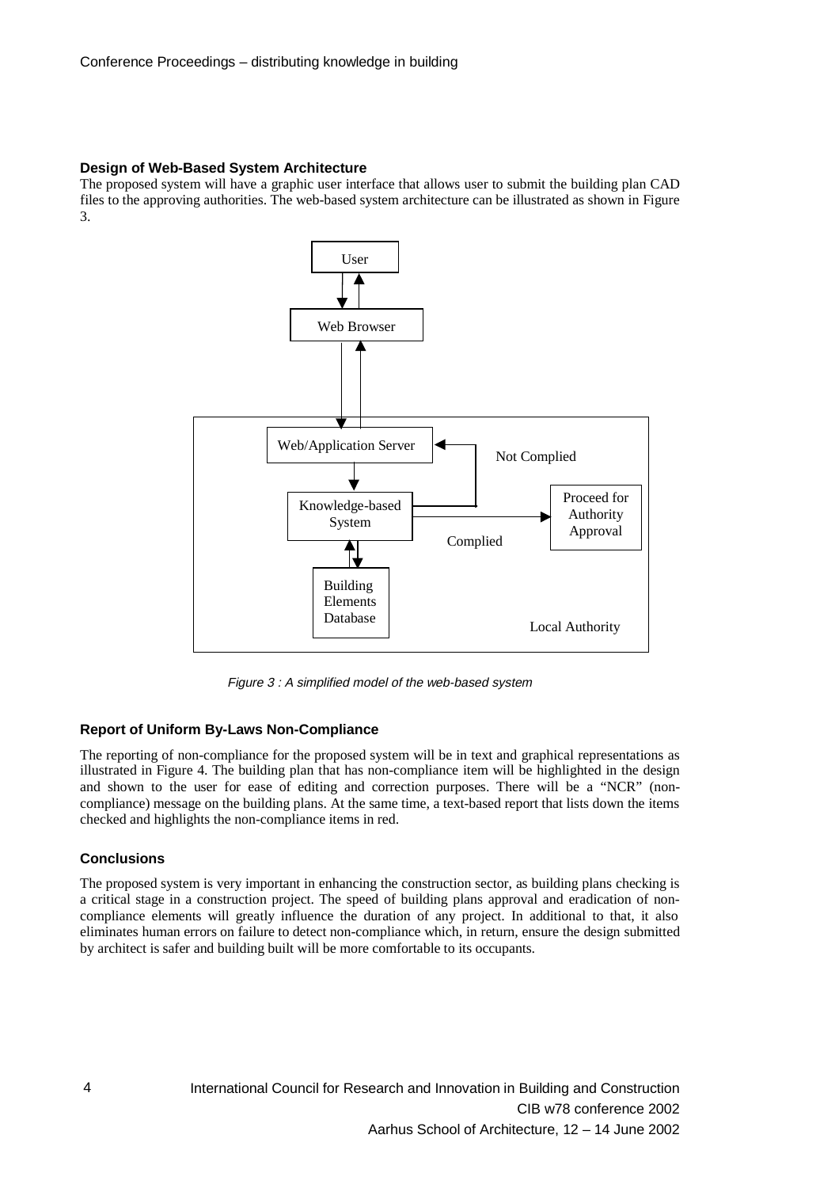## Design of Web-Based System Architecture

The proposed system will have a graphic user interface that allows user to submit the building plan CAD files to the approving authorities. The web-based system architecture can be illustrated as shown in Figure 3.

*Figure 3 : A simplified model of the web-based system*

## Report of Uniform By-Laws Non-Compliance

The reporting of non-compliance for the proposed system will be in text and graphical representations as illustrated in Figure 4. The building plan that has non-compliance item will be highlighted in the design and shown to the user for ease of editing and correction purposes. There will be a "NCR" (non-compliance) message on the building plans. At the same time, a text-based report that lists down the items checked and highlights the non-compliance items in red.

## Conclusions

The proposed system is very important in enhancing the construction sector, as building plans checking is a critical stage in a construction project. The speed of building plans approval and eradication of non-compliance elements will greatly influence the duration of any project. In additional to that, it also eliminates human errors on failure to detect non-compliance which, in return, ensure the design submitted by architect is safer and building built will be more comfortable to its occupants.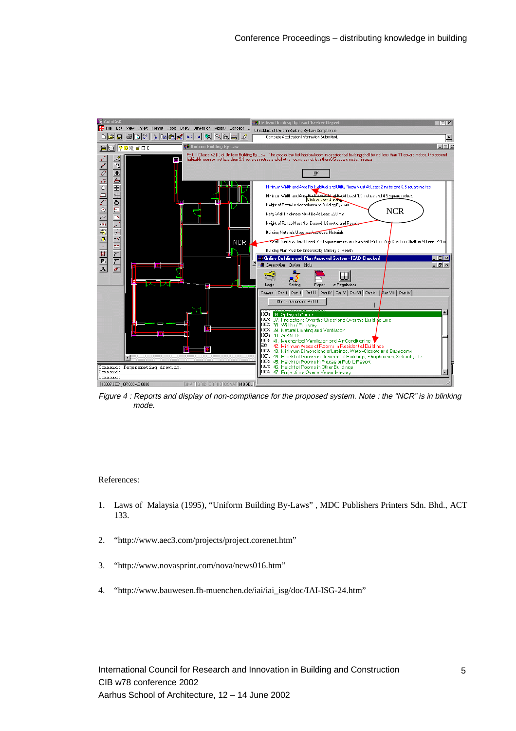*Figure 4 : Reports and display of non-compliance for the proposed system. Note : the "NCR" is in blinking mode.*

References:

1. Laws of Malaysia (1995), "Uniform Building By-Laws" , MDC Publishers Printers Sdn. Bhd., ACT 133.
2. "http://www.aec3.com/projects/project.corenet.htm"
3. "http://www.novasprint.com/nova/news016.htm"
4. "http://www.bauwesen.fh-muenchen.de/iai/iai_isg/doc/IAI-ISG-24.htm"